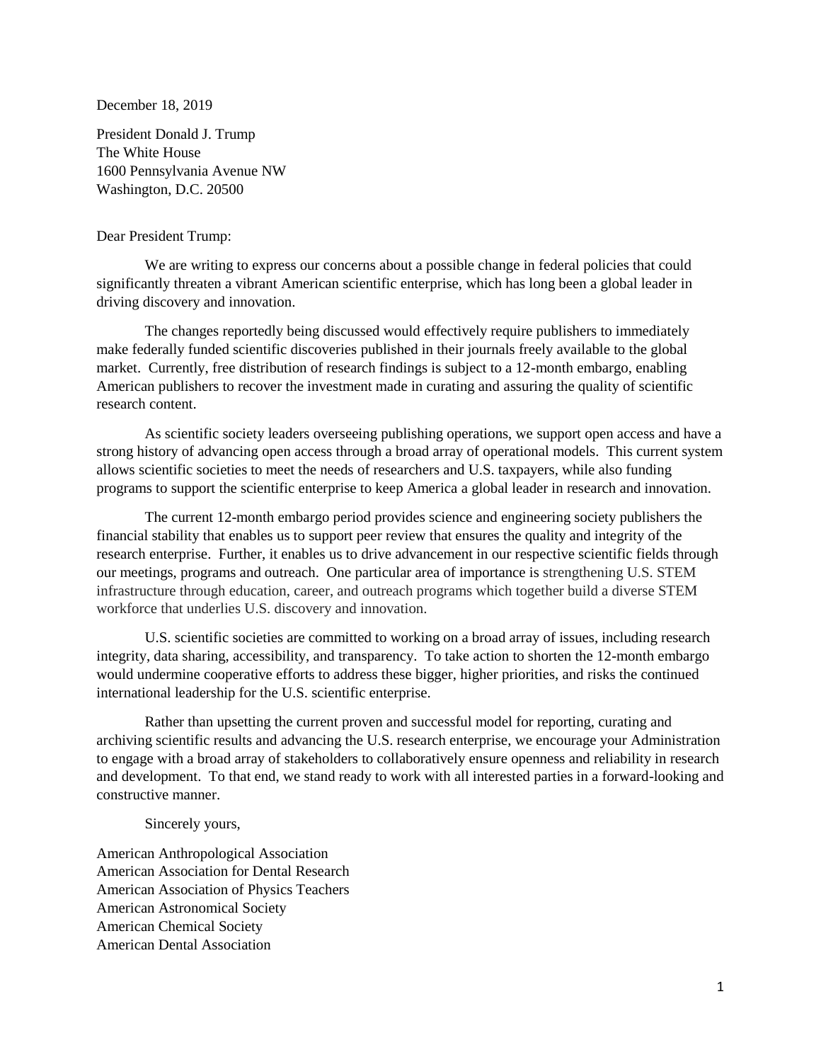December 18, 2019

President Donald J. Trump
The White House
1600 Pennsylvania Avenue NW
Washington, D.C. 20500

Dear President Trump:

We are writing to express our concerns about a possible change in federal policies that could significantly threaten a vibrant American scientific enterprise, which has long been a global leader in driving discovery and innovation.

The changes reportedly being discussed would effectively require publishers to immediately make federally funded scientific discoveries published in their journals freely available to the global market. Currently, free distribution of research findings is subject to a 12-month embargo, enabling American publishers to recover the investment made in curating and assuring the quality of scientific research content.

As scientific society leaders overseeing publishing operations, we support open access and have a strong history of advancing open access through a broad array of operational models. This current system allows scientific societies to meet the needs of researchers and U.S. taxpayers, while also funding programs to support the scientific enterprise to keep America a global leader in research and innovation.

The current 12-month embargo period provides science and engineering society publishers the financial stability that enables us to support peer review that ensures the quality and integrity of the research enterprise. Further, it enables us to drive advancement in our respective scientific fields through our meetings, programs and outreach. One particular area of importance is strengthening U.S. STEM infrastructure through education, career, and outreach programs which together build a diverse STEM workforce that underlies U.S. discovery and innovation.

U.S. scientific societies are committed to working on a broad array of issues, including research integrity, data sharing, accessibility, and transparency. To take action to shorten the 12-month embargo would undermine cooperative efforts to address these bigger, higher priorities, and risks the continued international leadership for the U.S. scientific enterprise.

Rather than upsetting the current proven and successful model for reporting, curating and archiving scientific results and advancing the U.S. research enterprise, we encourage your Administration to engage with a broad array of stakeholders to collaboratively ensure openness and reliability in research and development. To that end, we stand ready to work with all interested parties in a forward-looking and constructive manner.

Sincerely yours,

American Anthropological Association
American Association for Dental Research
American Association of Physics Teachers
American Astronomical Society
American Chemical Society
American Dental Association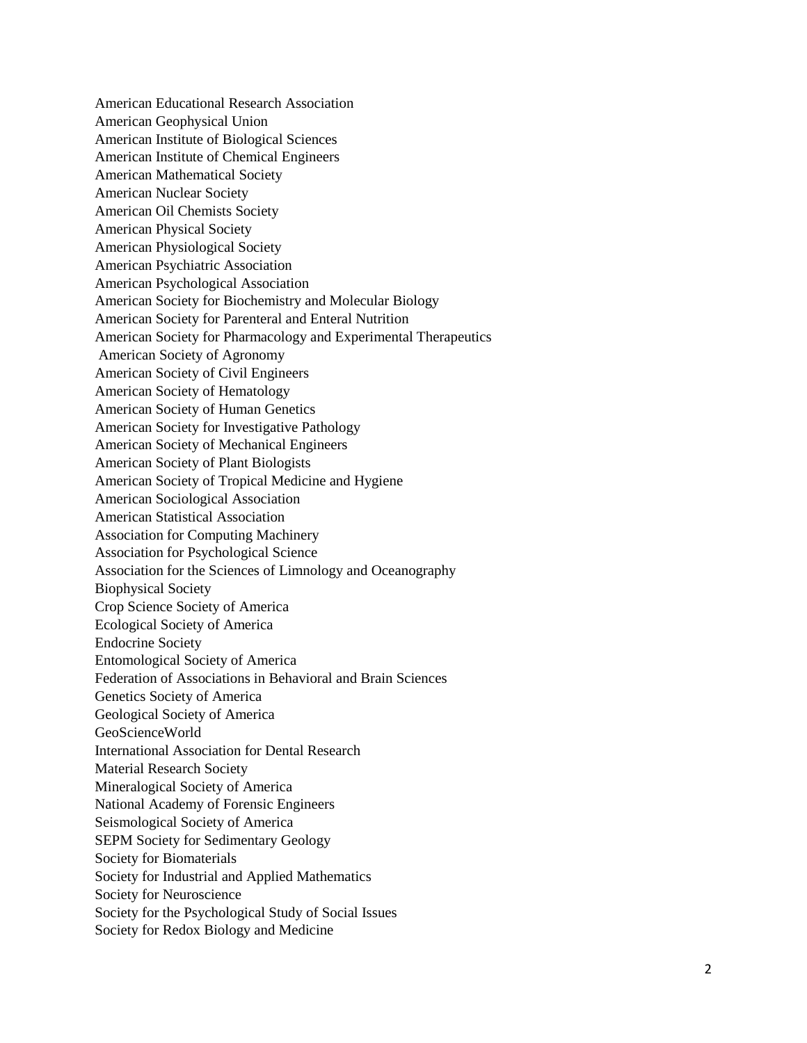American Educational Research Association
American Geophysical Union
American Institute of Biological Sciences
American Institute of Chemical Engineers
American Mathematical Society
American Nuclear Society
American Oil Chemists Society
American Physical Society
American Physiological Society
American Psychiatric Association
American Psychological Association
American Society for Biochemistry and Molecular Biology
American Society for Parenteral and Enteral Nutrition
American Society for Pharmacology and Experimental Therapeutics
American Society of Agronomy
American Society of Civil Engineers
American Society of Hematology
American Society of Human Genetics
American Society for Investigative Pathology
American Society of Mechanical Engineers
American Society of Plant Biologists
American Society of Tropical Medicine and Hygiene
American Sociological Association
American Statistical Association
Association for Computing Machinery
Association for Psychological Science
Association for the Sciences of Limnology and Oceanography
Biophysical Society
Crop Science Society of America
Ecological Society of America
Endocrine Society
Entomological Society of America
Federation of Associations in Behavioral and Brain Sciences
Genetics Society of America
Geological Society of America
GeoScienceWorld
International Association for Dental Research
Material Research Society
Mineralogical Society of America
National Academy of Forensic Engineers
Seismological Society of America
SEPM Society for Sedimentary Geology
Society for Biomaterials
Society for Industrial and Applied Mathematics
Society for Neuroscience
Society for the Psychological Study of Social Issues
Society for Redox Biology and Medicine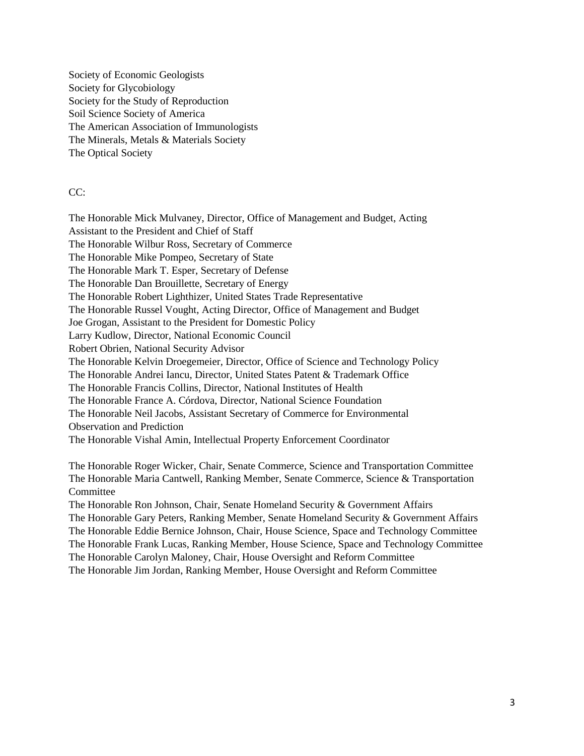Society of Economic Geologists
Society for Glycobiology
Society for the Study of Reproduction
Soil Science Society of America
The American Association of Immunologists
The Minerals, Metals & Materials Society
The Optical Society

CC:

The Honorable Mick Mulvaney, Director, Office of Management and Budget, Acting Assistant to the President and Chief of Staff
The Honorable Wilbur Ross, Secretary of Commerce
The Honorable Mike Pompeo, Secretary of State
The Honorable Mark T. Esper, Secretary of Defense
The Honorable Dan Brouillette, Secretary of Energy
The Honorable Robert Lighthizer, United States Trade Representative
The Honorable Russel Vought, Acting Director, Office of Management and Budget
Joe Grogan, Assistant to the President for Domestic Policy
Larry Kudlow, Director, National Economic Council
Robert Obrien, National Security Advisor
The Honorable Kelvin Droegemeier, Director, Office of Science and Technology Policy
The Honorable Andrei Iancu, Director, United States Patent & Trademark Office
The Honorable Francis Collins, Director, National Institutes of Health
The Honorable France A. Córdova, Director, National Science Foundation
The Honorable Neil Jacobs, Assistant Secretary of Commerce for Environmental Observation and Prediction
The Honorable Vishal Amin, Intellectual Property Enforcement Coordinator

The Honorable Roger Wicker, Chair, Senate Commerce, Science and Transportation Committee
The Honorable Maria Cantwell, Ranking Member, Senate Commerce, Science & Transportation Committee
The Honorable Ron Johnson, Chair, Senate Homeland Security & Government Affairs
The Honorable Gary Peters, Ranking Member, Senate Homeland Security & Government Affairs
The Honorable Eddie Bernice Johnson, Chair, House Science, Space and Technology Committee
The Honorable Frank Lucas, Ranking Member, House Science, Space and Technology Committee
The Honorable Carolyn Maloney, Chair, House Oversight and Reform Committee
The Honorable Jim Jordan, Ranking Member, House Oversight and Reform Committee